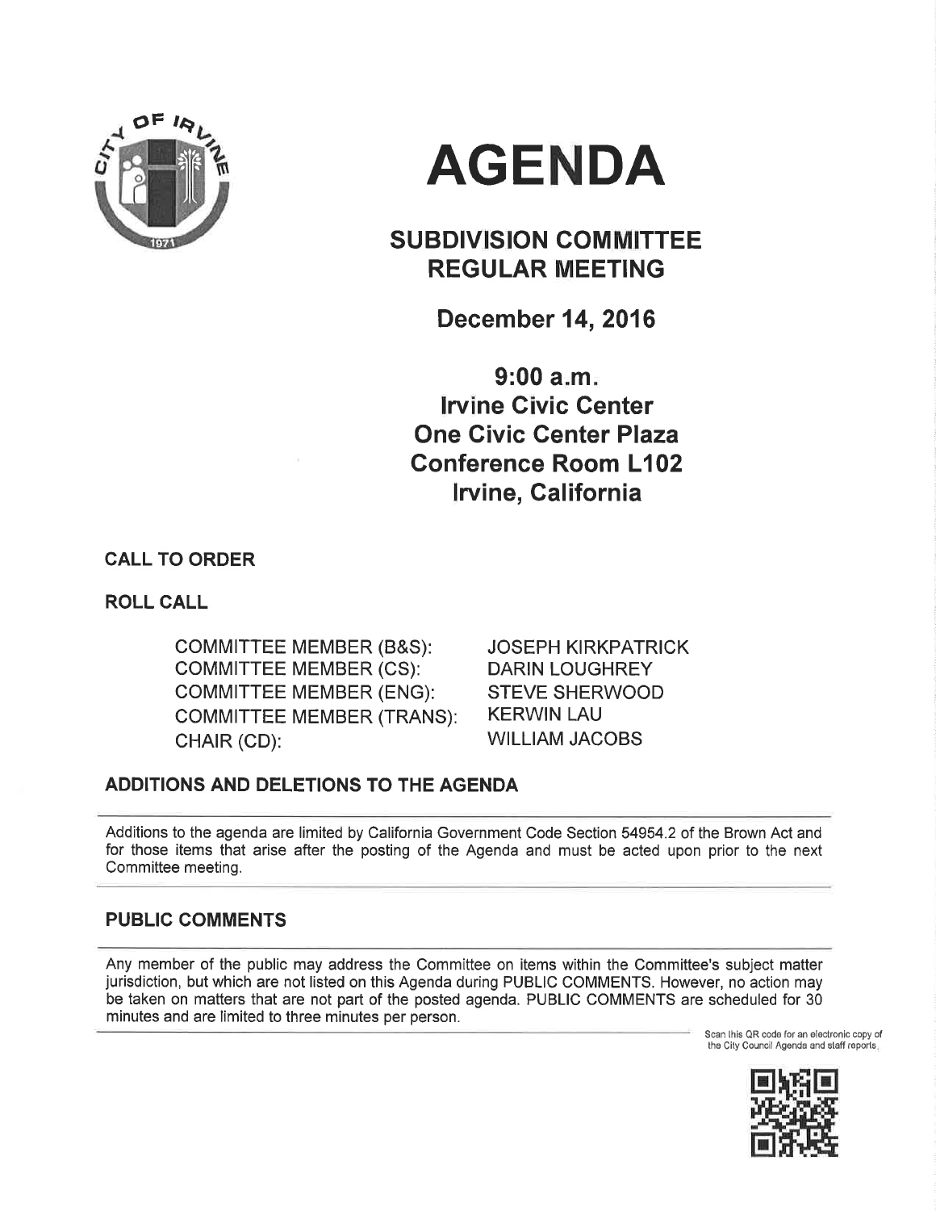# AGENDA

## SUBDIVISION COMMITTEE REGULAR MEETING

### December 14, 2016

### 9:00 a.m.
### Irvine Civic Center
### One Civic Center Plaza
### Conference Room L102
### Irvine, California

**CALL TO ORDER**

**ROLL CALL**

| | |
|---|---|
| COMMITTEE MEMBER (B&S): | JOSEPH KIRKPATRICK |
| COMMITTEE MEMBER (CS): | DARIN LOUGHREY |
| COMMITTEE MEMBER (ENG): | STEVE SHERWOOD |
| COMMITTEE MEMBER (TRANS): | KERWIN LAU |
| CHAIR (CD): | WILLIAM JACOBS |

**ADDITIONS AND DELETIONS TO THE AGENDA**

Additions to the agenda are limited by California Government Code Section 54954.2 of the Brown Act and for those items that arise after the posting of the Agenda and must be acted upon prior to the next Committee meeting.

**PUBLIC COMMENTS**

Any member of the public may address the Committee on items within the Committee's subject matter jurisdiction, but which are not listed on this Agenda during PUBLIC COMMENTS. However, no action may be taken on matters that are not part of the posted agenda. PUBLIC COMMENTS are scheduled for 30 minutes and are limited to three minutes per person.

Scan this QR code for an electronic copy of the City Council Agenda and staff reports.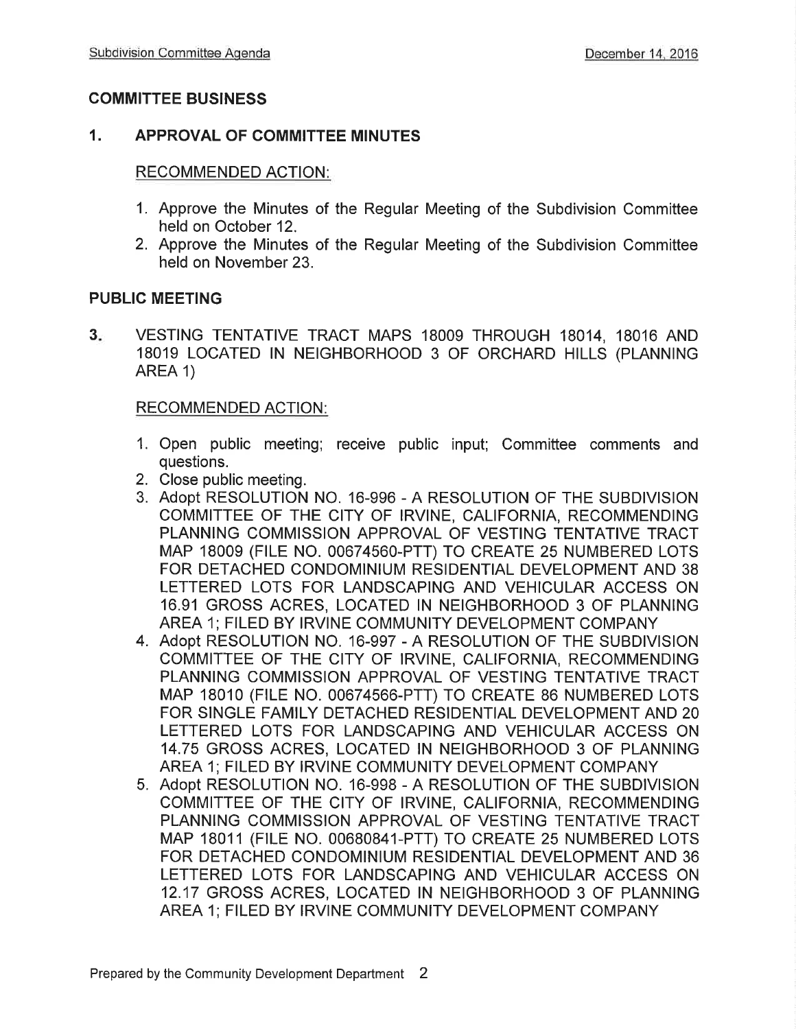## COMMITTEE BUSINESS

### 1. APPROVAL OF COMMITTEE MINUTES

RECOMMENDED ACTION:

1. Approve the Minutes of the Regular Meeting of the Subdivision Committee held on October 12.
2. Approve the Minutes of the Regular Meeting of the Subdivision Committee held on November 23.

## PUBLIC MEETING

### 3. VESTING TENTATIVE TRACT MAPS 18009 THROUGH 18014, 18016 AND 18019 LOCATED IN NEIGHBORHOOD 3 OF ORCHARD HILLS (PLANNING AREA 1)

RECOMMENDED ACTION:

1. Open public meeting; receive public input; Committee comments and questions.
2. Close public meeting.
3. Adopt RESOLUTION NO. 16-996 - A RESOLUTION OF THE SUBDIVISION COMMITTEE OF THE CITY OF IRVINE, CALIFORNIA, RECOMMENDING PLANNING COMMISSION APPROVAL OF VESTING TENTATIVE TRACT MAP 18009 (FILE NO. 00674560-PTT) TO CREATE 25 NUMBERED LOTS FOR DETACHED CONDOMINIUM RESIDENTIAL DEVELOPMENT AND 38 LETTERED LOTS FOR LANDSCAPING AND VEHICULAR ACCESS ON 16.91 GROSS ACRES, LOCATED IN NEIGHBORHOOD 3 OF PLANNING AREA 1; FILED BY IRVINE COMMUNITY DEVELOPMENT COMPANY
4. Adopt RESOLUTION NO. 16-997 - A RESOLUTION OF THE SUBDIVISION COMMITTEE OF THE CITY OF IRVINE, CALIFORNIA, RECOMMENDING PLANNING COMMISSION APPROVAL OF VESTING TENTATIVE TRACT MAP 18010 (FILE NO. 00674566-PTT) TO CREATE 86 NUMBERED LOTS FOR SINGLE FAMILY DETACHED RESIDENTIAL DEVELOPMENT AND 20 LETTERED LOTS FOR LANDSCAPING AND VEHICULAR ACCESS ON 14.75 GROSS ACRES, LOCATED IN NEIGHBORHOOD 3 OF PLANNING AREA 1; FILED BY IRVINE COMMUNITY DEVELOPMENT COMPANY
5. Adopt RESOLUTION NO. 16-998 - A RESOLUTION OF THE SUBDIVISION COMMITTEE OF THE CITY OF IRVINE, CALIFORNIA, RECOMMENDING PLANNING COMMISSION APPROVAL OF VESTING TENTATIVE TRACT MAP 18011 (FILE NO. 00680841-PTT) TO CREATE 25 NUMBERED LOTS FOR DETACHED CONDOMINIUM RESIDENTIAL DEVELOPMENT AND 36 LETTERED LOTS FOR LANDSCAPING AND VEHICULAR ACCESS ON 12.17 GROSS ACRES, LOCATED IN NEIGHBORHOOD 3 OF PLANNING AREA 1; FILED BY IRVINE COMMUNITY DEVELOPMENT COMPANY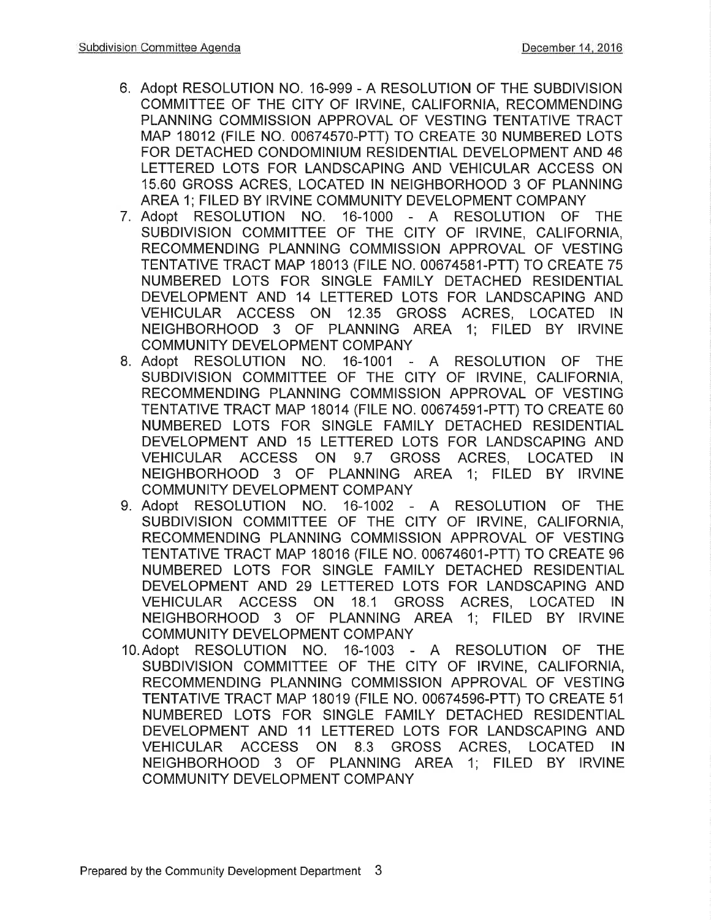6. Adopt RESOLUTION NO. 16-999 - A RESOLUTION OF THE SUBDIVISION COMMITTEE OF THE CITY OF IRVINE, CALIFORNIA, RECOMMENDING PLANNING COMMISSION APPROVAL OF VESTING TENTATIVE TRACT MAP 18012 (FILE NO. 00674570-PTT) TO CREATE 30 NUMBERED LOTS FOR DETACHED CONDOMINIUM RESIDENTIAL DEVELOPMENT AND 46 LETTERED LOTS FOR LANDSCAPING AND VEHICULAR ACCESS ON 15.60 GROSS ACRES, LOCATED IN NEIGHBORHOOD 3 OF PLANNING AREA 1; FILED BY IRVINE COMMUNITY DEVELOPMENT COMPANY
7. Adopt RESOLUTION NO. 16-1000 - A RESOLUTION OF THE SUBDIVISION COMMITTEE OF THE CITY OF IRVINE, CALIFORNIA, RECOMMENDING PLANNING COMMISSION APPROVAL OF VESTING TENTATIVE TRACT MAP 18013 (FILE NO. 00674581-PTT) TO CREATE 75 NUMBERED LOTS FOR SINGLE FAMILY DETACHED RESIDENTIAL DEVELOPMENT AND 14 LETTERED LOTS FOR LANDSCAPING AND VEHICULAR ACCESS ON 12.35 GROSS ACRES, LOCATED IN NEIGHBORHOOD 3 OF PLANNING AREA 1; FILED BY IRVINE COMMUNITY DEVELOPMENT COMPANY
8. Adopt RESOLUTION NO. 16-1001 - A RESOLUTION OF THE SUBDIVISION COMMITTEE OF THE CITY OF IRVINE, CALIFORNIA, RECOMMENDING PLANNING COMMISSION APPROVAL OF VESTING TENTATIVE TRACT MAP 18014 (FILE NO. 00674591-PTT) TO CREATE 60 NUMBERED LOTS FOR SINGLE FAMILY DETACHED RESIDENTIAL DEVELOPMENT AND 15 LETTERED LOTS FOR LANDSCAPING AND VEHICULAR ACCESS ON 9.7 GROSS ACRES, LOCATED IN NEIGHBORHOOD 3 OF PLANNING AREA 1; FILED BY IRVINE COMMUNITY DEVELOPMENT COMPANY
9. Adopt RESOLUTION NO. 16-1002 - A RESOLUTION OF THE SUBDIVISION COMMITTEE OF THE CITY OF IRVINE, CALIFORNIA, RECOMMENDING PLANNING COMMISSION APPROVAL OF VESTING TENTATIVE TRACT MAP 18016 (FILE NO. 00674601-PTT) TO CREATE 96 NUMBERED LOTS FOR SINGLE FAMILY DETACHED RESIDENTIAL DEVELOPMENT AND 29 LETTERED LOTS FOR LANDSCAPING AND VEHICULAR ACCESS ON 18.1 GROSS ACRES, LOCATED IN NEIGHBORHOOD 3 OF PLANNING AREA 1; FILED BY IRVINE COMMUNITY DEVELOPMENT COMPANY
10. Adopt RESOLUTION NO. 16-1003 - A RESOLUTION OF THE SUBDIVISION COMMITTEE OF THE CITY OF IRVINE, CALIFORNIA, RECOMMENDING PLANNING COMMISSION APPROVAL OF VESTING TENTATIVE TRACT MAP 18019 (FILE NO. 00674596-PTT) TO CREATE 51 NUMBERED LOTS FOR SINGLE FAMILY DETACHED RESIDENTIAL DEVELOPMENT AND 11 LETTERED LOTS FOR LANDSCAPING AND VEHICULAR ACCESS ON 8.3 GROSS ACRES, LOCATED IN NEIGHBORHOOD 3 OF PLANNING AREA 1; FILED BY IRVINE COMMUNITY DEVELOPMENT COMPANY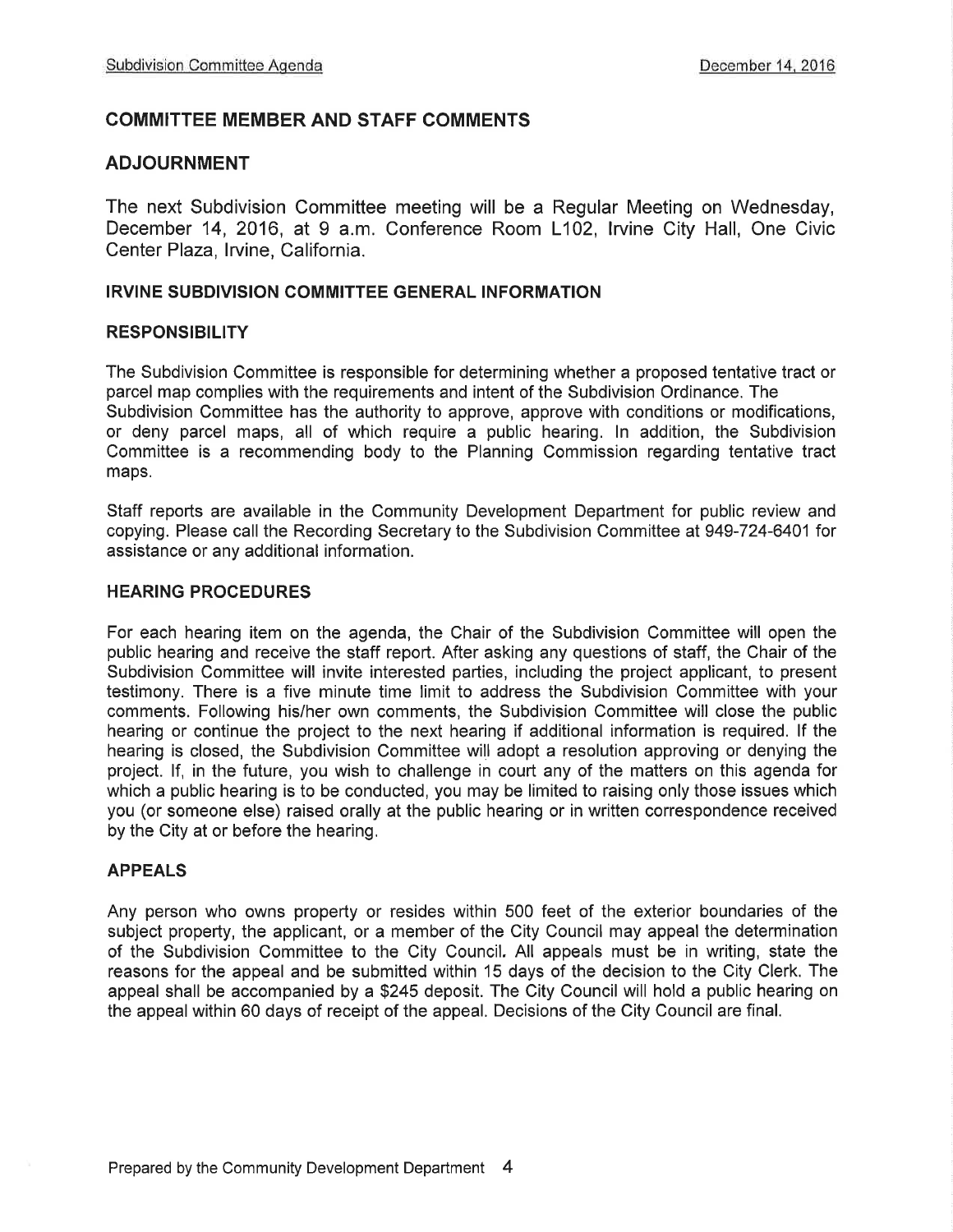## COMMITTEE MEMBER AND STAFF COMMENTS

## ADJOURNMENT

The next Subdivision Committee meeting will be a Regular Meeting on Wednesday, December 14, 2016, at 9 a.m. Conference Room L102, Irvine City Hall, One Civic Center Plaza, Irvine, California.

### IRVINE SUBDIVISION COMMITTEE GENERAL INFORMATION

### RESPONSIBILITY

The Subdivision Committee is responsible for determining whether a proposed tentative tract or parcel map complies with the requirements and intent of the Subdivision Ordinance. The Subdivision Committee has the authority to approve, approve with conditions or modifications, or deny parcel maps, all of which require a public hearing. In addition, the Subdivision Committee is a recommending body to the Planning Commission regarding tentative tract maps.

Staff reports are available in the Community Development Department for public review and copying. Please call the Recording Secretary to the Subdivision Committee at 949-724-6401 for assistance or any additional information.

### HEARING PROCEDURES

For each hearing item on the agenda, the Chair of the Subdivision Committee will open the public hearing and receive the staff report. After asking any questions of staff, the Chair of the Subdivision Committee will invite interested parties, including the project applicant, to present testimony. There is a five minute time limit to address the Subdivision Committee with your comments. Following his/her own comments, the Subdivision Committee will close the public hearing or continue the project to the next hearing if additional information is required. If the hearing is closed, the Subdivision Committee will adopt a resolution approving or denying the project. If, in the future, you wish to challenge in court any of the matters on this agenda for which a public hearing is to be conducted, you may be limited to raising only those issues which you (or someone else) raised orally at the public hearing or in written correspondence received by the City at or before the hearing.

### APPEALS

Any person who owns property or resides within 500 feet of the exterior boundaries of the subject property, the applicant, or a member of the City Council may appeal the determination of the Subdivision Committee to the City Council. All appeals must be in writing, state the reasons for the appeal and be submitted within 15 days of the decision to the City Clerk. The appeal shall be accompanied by a $245 deposit. The City Council will hold a public hearing on the appeal within 60 days of receipt of the appeal. Decisions of the City Council are final.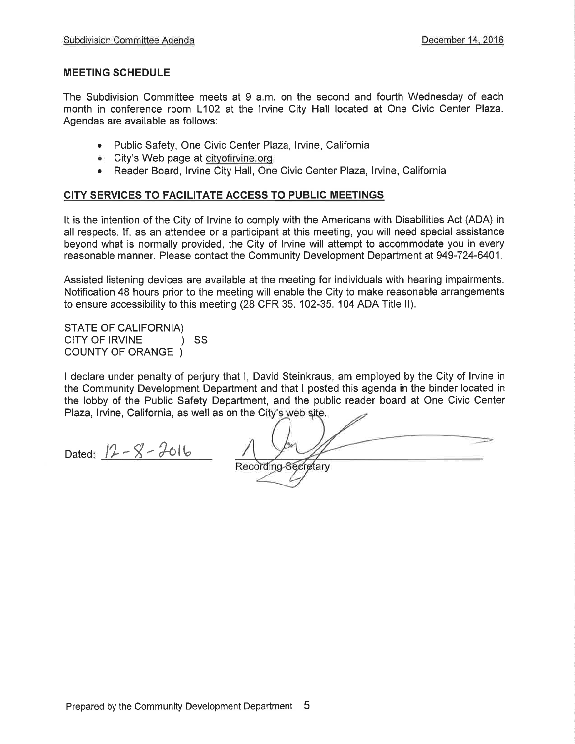## MEETING SCHEDULE

The Subdivision Committee meets at 9 a.m. on the second and fourth Wednesday of each month in conference room L102 at the Irvine City Hall located at One Civic Center Plaza. Agendas are available as follows:

- Public Safety, One Civic Center Plaza, Irvine, California
- City's Web page at cityofirvine.org
- Reader Board, Irvine City Hall, One Civic Center Plaza, Irvine, California

## CITY SERVICES TO FACILITATE ACCESS TO PUBLIC MEETINGS

It is the intention of the City of Irvine to comply with the Americans with Disabilities Act (ADA) in all respects. If, as an attendee or a participant at this meeting, you will need special assistance beyond what is normally provided, the City of Irvine will attempt to accommodate you in every reasonable manner. Please contact the Community Development Department at 949-724-6401.

Assisted listening devices are available at the meeting for individuals with hearing impairments. Notification 48 hours prior to the meeting will enable the City to make reasonable arrangements to ensure accessibility to this meeting (28 CFR 35. 102-35. 104 ADA Title II).

STATE OF CALIFORNIA)
CITY OF IRVINE ) SS
COUNTY OF ORANGE )

I declare under penalty of perjury that I, David Steinkraus, am employed by the City of Irvine in the Community Development Department and that I posted this agenda in the binder located in the lobby of the Public Safety Department, and the public reader board at One Civic Center Plaza, Irvine, California, as well as on the City's web site.

Dated: 12-8-2016

Recording Secretary